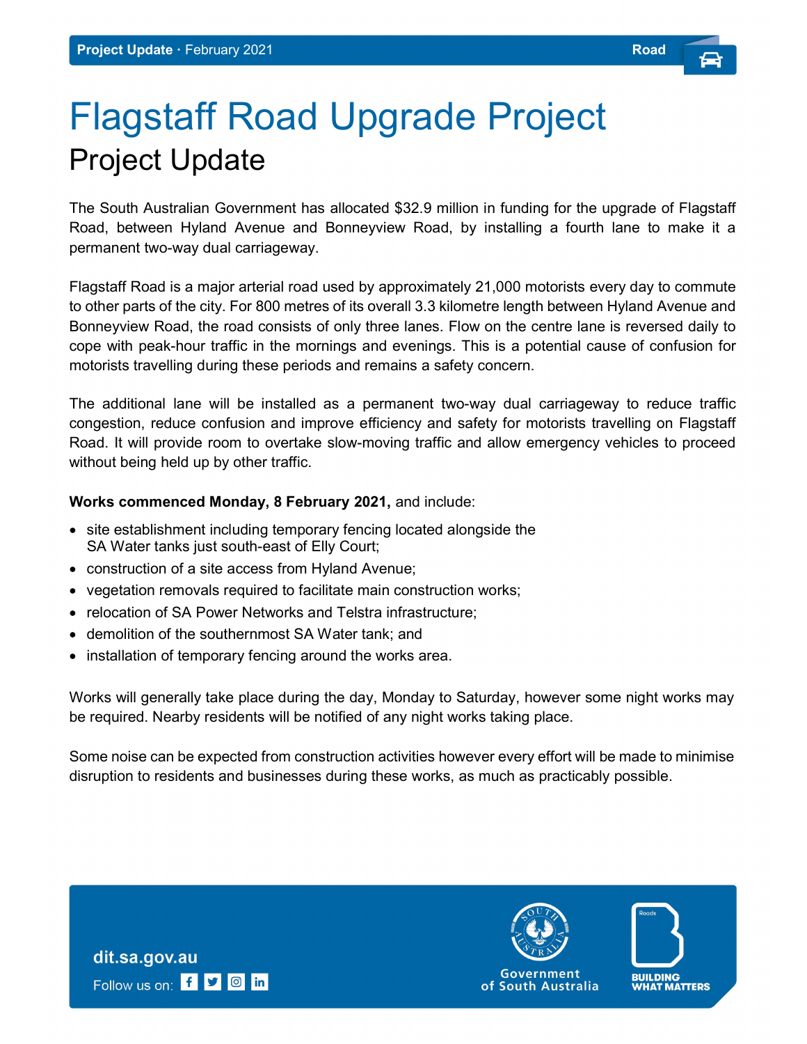Project Update · February 2021

# Flagstaff Road Upgrade Project

## Project Update

The South Australian Government has allocated $32.9 million in funding for the upgrade of Flagstaff Road, between Hyland Avenue and Bonneyview Road, by installing a fourth lane to make it a permanent two-way dual carriageway.

Flagstaff Road is a major arterial road used by approximately 21,000 motorists every day to commute to other parts of the city. For 800 metres of its overall 3.3 kilometre length between Hyland Avenue and Bonneyview Road, the road consists of only three lanes. Flow on the centre lane is reversed daily to cope with peak-hour traffic in the mornings and evenings. This is a potential cause of confusion for motorists travelling during these periods and remains a safety concern.

The additional lane will be installed as a permanent two-way dual carriageway to reduce traffic congestion, reduce confusion and improve efficiency and safety for motorists travelling on Flagstaff Road. It will provide room to overtake slow-moving traffic and allow emergency vehicles to proceed without being held up by other traffic.

**Works commenced Monday, 8 February 2021,** and include:

- site establishment including temporary fencing located alongside the SA Water tanks just south-east of Elly Court;
- construction of a site access from Hyland Avenue;
- vegetation removals required to facilitate main construction works;
- relocation of SA Power Networks and Telstra infrastructure;
- demolition of the southernmost SA Water tank; and
- installation of temporary fencing around the works area.

Works will generally take place during the day, Monday to Saturday, however some night works may be required. Nearby residents will be notified of any night works taking place.

Some noise can be expected from construction activities however every effort will be made to minimise disruption to residents and businesses during these works, as much as practicably possible.

dit.sa.gov.au

Follow us on: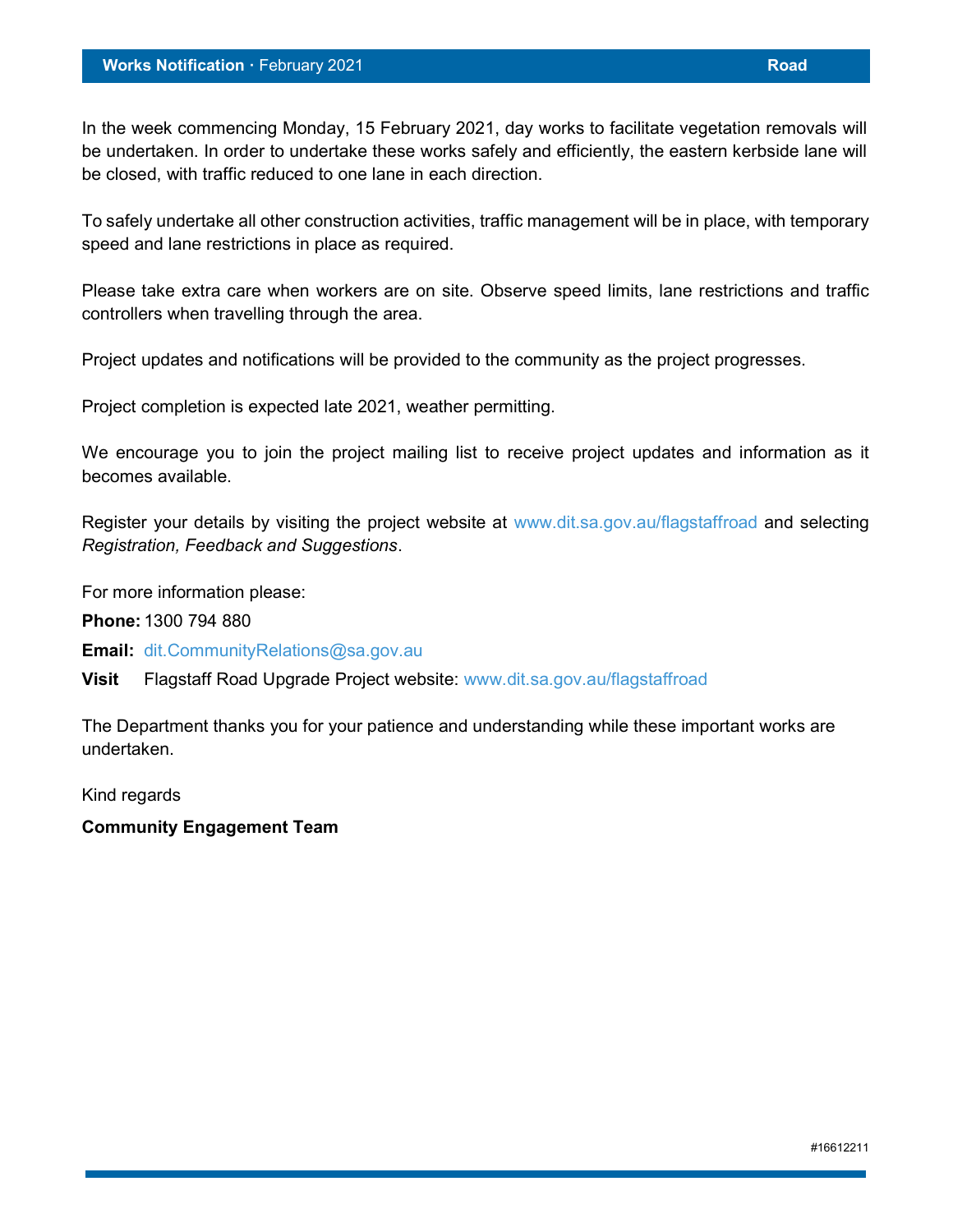In the week commencing Monday, 15 February 2021, day works to facilitate vegetation removals will be undertaken. In order to undertake these works safely and efficiently, the eastern kerbside lane will be closed, with traffic reduced to one lane in each direction.

To safely undertake all other construction activities, traffic management will be in place, with temporary speed and lane restrictions in place as required.

Please take extra care when workers are on site. Observe speed limits, lane restrictions and traffic controllers when travelling through the area.

Project updates and notifications will be provided to the community as the project progresses.

Project completion is expected late 2021, weather permitting.

We encourage you to join the project mailing list to receive project updates and information as it becomes available.

Register your details by visiting the project website at www.dit.sa.gov.au/flagstaffroad and selecting *Registration, Feedback and Suggestions*.

For more information please:

**Phone:** 1300 794 880

**Email:** dit.CommunityRelations@sa.gov.au

**Visit** Flagstaff Road Upgrade Project website: www.dit.sa.gov.au/flagstaffroad

The Department thanks you for your patience and understanding while these important works are undertaken.

Kind regards

**Community Engagement Team**

#16612211